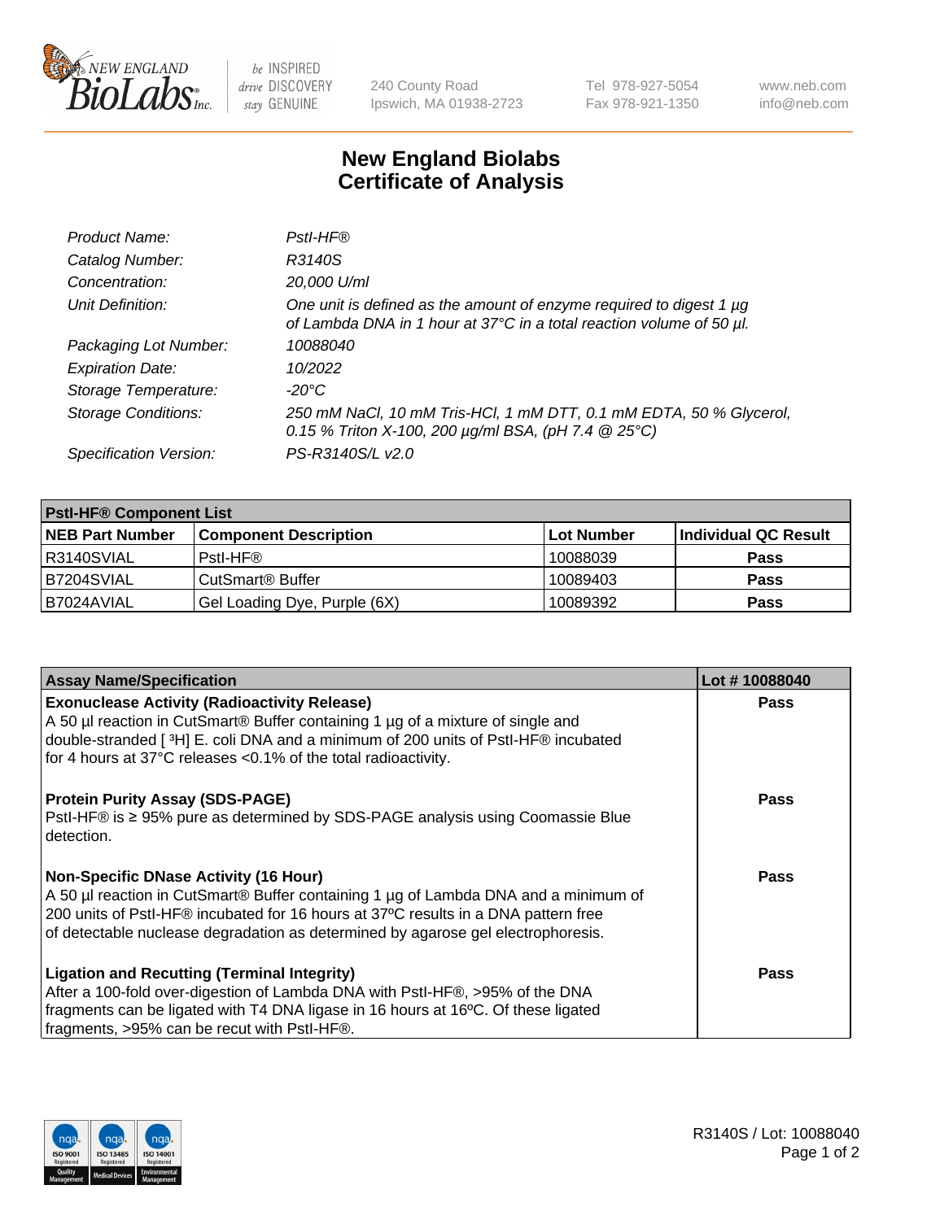# New England Biolabs
## Certificate of Analysis

| | |
|---|---|
| *Product Name:* | *PstI-HF®* |
| *Catalog Number:* | *R3140S* |
| *Concentration:* | *20,000 U/ml* |
| *Unit Definition:* | *One unit is defined as the amount of enzyme required to digest 1 µg of Lambda DNA in 1 hour at 37°C in a total reaction volume of 50 µl.* |
| *Packaging Lot Number:* | *10088040* |
| *Expiration Date:* | *10/2022* |
| *Storage Temperature:* | *-20°C* |
| *Storage Conditions:* | *250 mM NaCl, 10 mM Tris-HCl, 1 mM DTT, 0.1 mM EDTA, 50 % Glycerol, 0.15 % Triton X-100, 200 µg/ml BSA, (pH 7.4 @ 25°C)* |
| *Specification Version:* | *PS-R3140S/L v2.0* |

| **PstI-HF® Component List** | | | |
|---|---|---|---|
| **NEB Part Number** | **Component Description** | **Lot Number** | **Individual QC Result** |
| R3140SVIAL | PstI-HF® | 10088039 | **Pass** |
| B7204SVIAL | CutSmart® Buffer | 10089403 | **Pass** |
| B7024AVIAL | Gel Loading Dye, Purple (6X) | 10089392 | **Pass** |

| **Assay Name/Specification** | **Lot # 10088040** |
|---|---|
| **Exonuclease Activity (Radioactivity Release)**<br>A 50 µl reaction in CutSmart® Buffer containing 1 µg of a mixture of single and double-stranded [ $^3$H] E. coli DNA and a minimum of 200 units of PstI-HF® incubated for 4 hours at 37°C releases <0.1% of the total radioactivity. | **Pass** |
| **Protein Purity Assay (SDS-PAGE)**<br>PstI-HF® is ≥ 95% pure as determined by SDS-PAGE analysis using Coomassie Blue detection. | **Pass** |
| **Non-Specific DNase Activity (16 Hour)**<br>A 50 µl reaction in CutSmart® Buffer containing 1 µg of Lambda DNA and a minimum of 200 units of PstI-HF® incubated for 16 hours at 37ºC results in a DNA pattern free of detectable nuclease degradation as determined by agarose gel electrophoresis. | **Pass** |
| **Ligation and Recutting (Terminal Integrity)**<br>After a 100-fold over-digestion of Lambda DNA with PstI-HF®, >95% of the DNA fragments can be ligated with T4 DNA ligase in 16 hours at 16ºC. Of these ligated fragments, >95% can be recut with PstI-HF®. | **Pass** |

R3140S / Lot: 10088040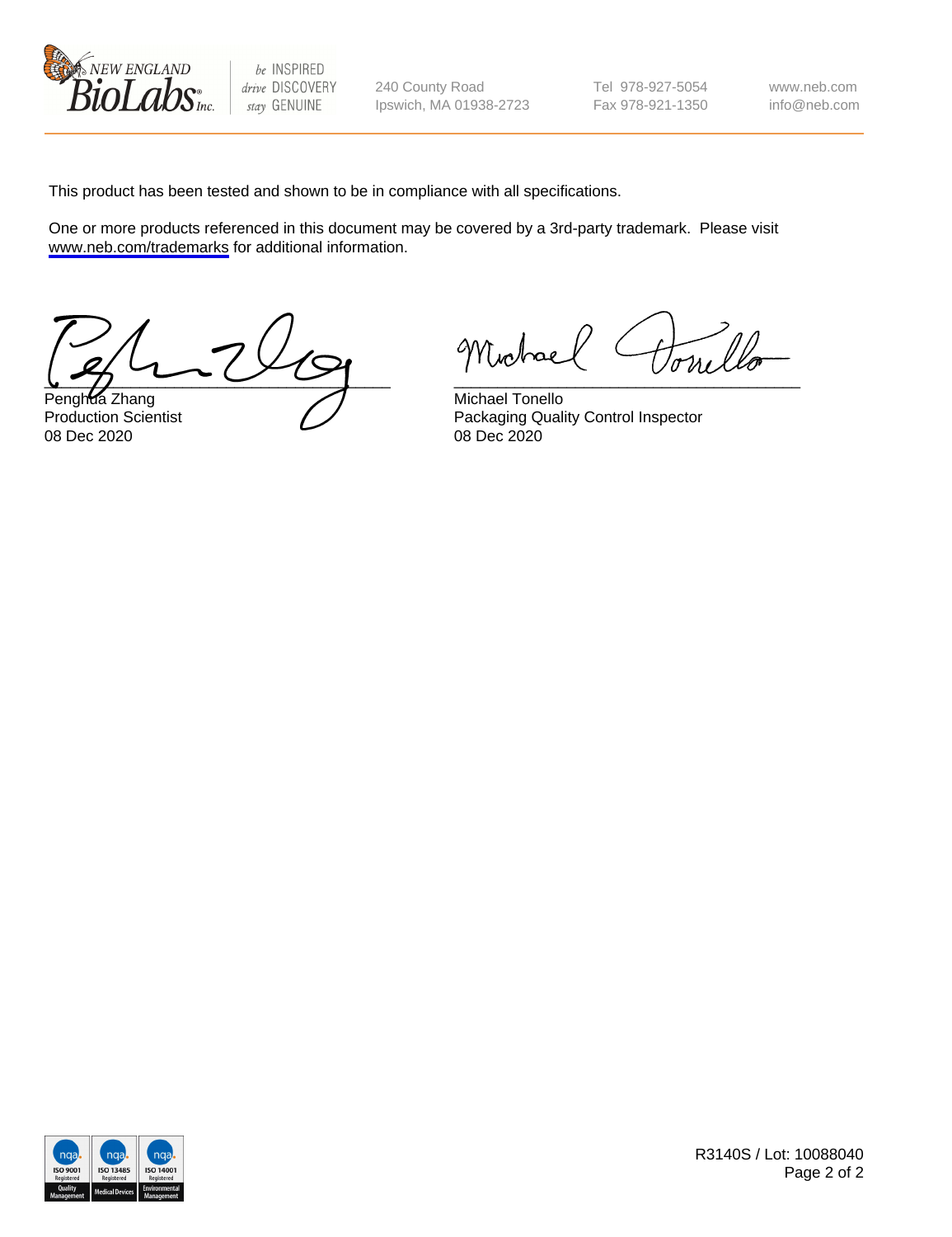This product has been tested and shown to be in compliance with all specifications.

One or more products referenced in this document may be covered by a 3rd-party trademark. Please visit www.neb.com/trademarks for additional information.

Penghua Zhang
Production Scientist
08 Dec 2020

Michael Tonello
Packaging Quality Control Inspector
08 Dec 2020

R3140S / Lot: 10088040